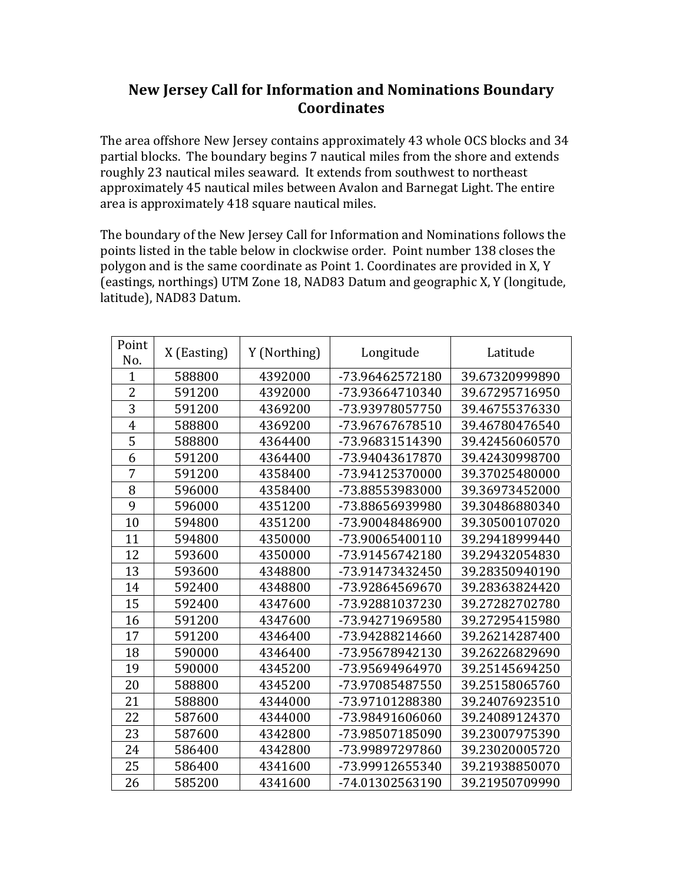# New Jersey Call for Information and Nominations Boundary Coordinates

The area offshore New Jersey contains approximately 43 whole OCS blocks and 34 partial blocks. The boundary begins 7 nautical miles from the shore and extends roughly 23 nautical miles seaward. It extends from southwest to northeast approximately 45 nautical miles between Avalon and Barnegat Light. The entire area is approximately 418 square nautical miles.

The boundary of the New Jersey Call for Information and Nominations follows the points listed in the table below in clockwise order. Point number 138 closes the polygon and is the same coordinate as Point 1. Coordinates are provided in X, Y (eastings, northings) UTM Zone 18, NAD83 Datum and geographic X, Y (longitude, latitude), NAD83 Datum.

| Point No. | X (Easting) | Y (Northing) | Longitude | Latitude |
|---|---|---|---|---|
| 1 | 588800 | 4392000 | -73.96462572180 | 39.67320999890 |
| 2 | 591200 | 4392000 | -73.93664710340 | 39.67295716950 |
| 3 | 591200 | 4369200 | -73.93978057750 | 39.46755376330 |
| 4 | 588800 | 4369200 | -73.96767678510 | 39.46780476540 |
| 5 | 588800 | 4364400 | -73.96831514390 | 39.42456060570 |
| 6 | 591200 | 4364400 | -73.94043617870 | 39.42430998700 |
| 7 | 591200 | 4358400 | -73.94125370000 | 39.37025480000 |
| 8 | 596000 | 4358400 | -73.88553983000 | 39.36973452000 |
| 9 | 596000 | 4351200 | -73.88656939980 | 39.30486880340 |
| 10 | 594800 | 4351200 | -73.90048486900 | 39.30500107020 |
| 11 | 594800 | 4350000 | -73.90065400110 | 39.29418999440 |
| 12 | 593600 | 4350000 | -73.91456742180 | 39.29432054830 |
| 13 | 593600 | 4348800 | -73.91473432450 | 39.28350940190 |
| 14 | 592400 | 4348800 | -73.92864569670 | 39.28363824420 |
| 15 | 592400 | 4347600 | -73.92881037230 | 39.27282702780 |
| 16 | 591200 | 4347600 | -73.94271969580 | 39.27295415980 |
| 17 | 591200 | 4346400 | -73.94288214660 | 39.26214287400 |
| 18 | 590000 | 4346400 | -73.95678942130 | 39.26226829690 |
| 19 | 590000 | 4345200 | -73.95694964970 | 39.25145694250 |
| 20 | 588800 | 4345200 | -73.97085487550 | 39.25158065760 |
| 21 | 588800 | 4344000 | -73.97101288380 | 39.24076923510 |
| 22 | 587600 | 4344000 | -73.98491606060 | 39.24089124370 |
| 23 | 587600 | 4342800 | -73.98507185090 | 39.23007975390 |
| 24 | 586400 | 4342800 | -73.99897297860 | 39.23020005720 |
| 25 | 586400 | 4341600 | -73.99912655340 | 39.21938850070 |
| 26 | 585200 | 4341600 | -74.01302563190 | 39.21950709990 |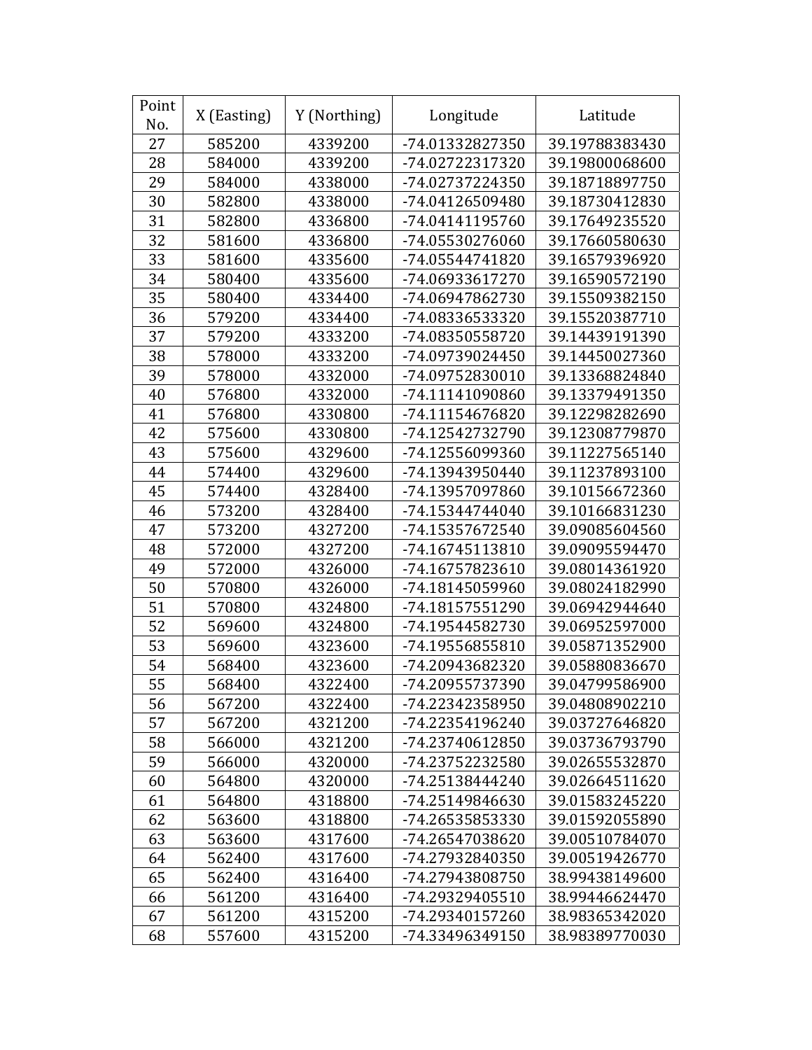| Point No. | X (Easting) | Y (Northing) | Longitude | Latitude |
|---|---|---|---|---|
| 27 | 585200 | 4339200 | -74.01332827350 | 39.19788383430 |
| 28 | 584000 | 4339200 | -74.02722317320 | 39.19800068600 |
| 29 | 584000 | 4338000 | -74.02737224350 | 39.18718897750 |
| 30 | 582800 | 4338000 | -74.04126509480 | 39.18730412830 |
| 31 | 582800 | 4336800 | -74.04141195760 | 39.17649235520 |
| 32 | 581600 | 4336800 | -74.05530276060 | 39.17660580630 |
| 33 | 581600 | 4335600 | -74.05544741820 | 39.16579396920 |
| 34 | 580400 | 4335600 | -74.06933617270 | 39.16590572190 |
| 35 | 580400 | 4334400 | -74.06947862730 | 39.15509382150 |
| 36 | 579200 | 4334400 | -74.08336533320 | 39.15520387710 |
| 37 | 579200 | 4333200 | -74.08350558720 | 39.14439191390 |
| 38 | 578000 | 4333200 | -74.09739024450 | 39.14450027360 |
| 39 | 578000 | 4332000 | -74.09752830010 | 39.13368824840 |
| 40 | 576800 | 4332000 | -74.11141090860 | 39.13379491350 |
| 41 | 576800 | 4330800 | -74.11154676820 | 39.12298282690 |
| 42 | 575600 | 4330800 | -74.12542732790 | 39.12308779870 |
| 43 | 575600 | 4329600 | -74.12556099360 | 39.11227565140 |
| 44 | 574400 | 4329600 | -74.13943950440 | 39.11237893100 |
| 45 | 574400 | 4328400 | -74.13957097860 | 39.10156672360 |
| 46 | 573200 | 4328400 | -74.15344744040 | 39.10166831230 |
| 47 | 573200 | 4327200 | -74.15357672540 | 39.09085604560 |
| 48 | 572000 | 4327200 | -74.16745113810 | 39.09095594470 |
| 49 | 572000 | 4326000 | -74.16757823610 | 39.08014361920 |
| 50 | 570800 | 4326000 | -74.18145059960 | 39.08024182990 |
| 51 | 570800 | 4324800 | -74.18157551290 | 39.06942944640 |
| 52 | 569600 | 4324800 | -74.19544582730 | 39.06952597000 |
| 53 | 569600 | 4323600 | -74.19556855810 | 39.05871352900 |
| 54 | 568400 | 4323600 | -74.20943682320 | 39.05880836670 |
| 55 | 568400 | 4322400 | -74.20955737390 | 39.04799586900 |
| 56 | 567200 | 4322400 | -74.22342358950 | 39.04808902210 |
| 57 | 567200 | 4321200 | -74.22354196240 | 39.03727646820 |
| 58 | 566000 | 4321200 | -74.23740612850 | 39.03736793790 |
| 59 | 566000 | 4320000 | -74.23752232580 | 39.02655532870 |
| 60 | 564800 | 4320000 | -74.25138444240 | 39.02664511620 |
| 61 | 564800 | 4318800 | -74.25149846630 | 39.01583245220 |
| 62 | 563600 | 4318800 | -74.26535853330 | 39.01592055890 |
| 63 | 563600 | 4317600 | -74.26547038620 | 39.00510784070 |
| 64 | 562400 | 4317600 | -74.27932840350 | 39.00519426770 |
| 65 | 562400 | 4316400 | -74.27943808750 | 38.99438149600 |
| 66 | 561200 | 4316400 | -74.29329405510 | 38.99446624470 |
| 67 | 561200 | 4315200 | -74.29340157260 | 38.98365342020 |
| 68 | 557600 | 4315200 | -74.33496349150 | 38.98389770030 |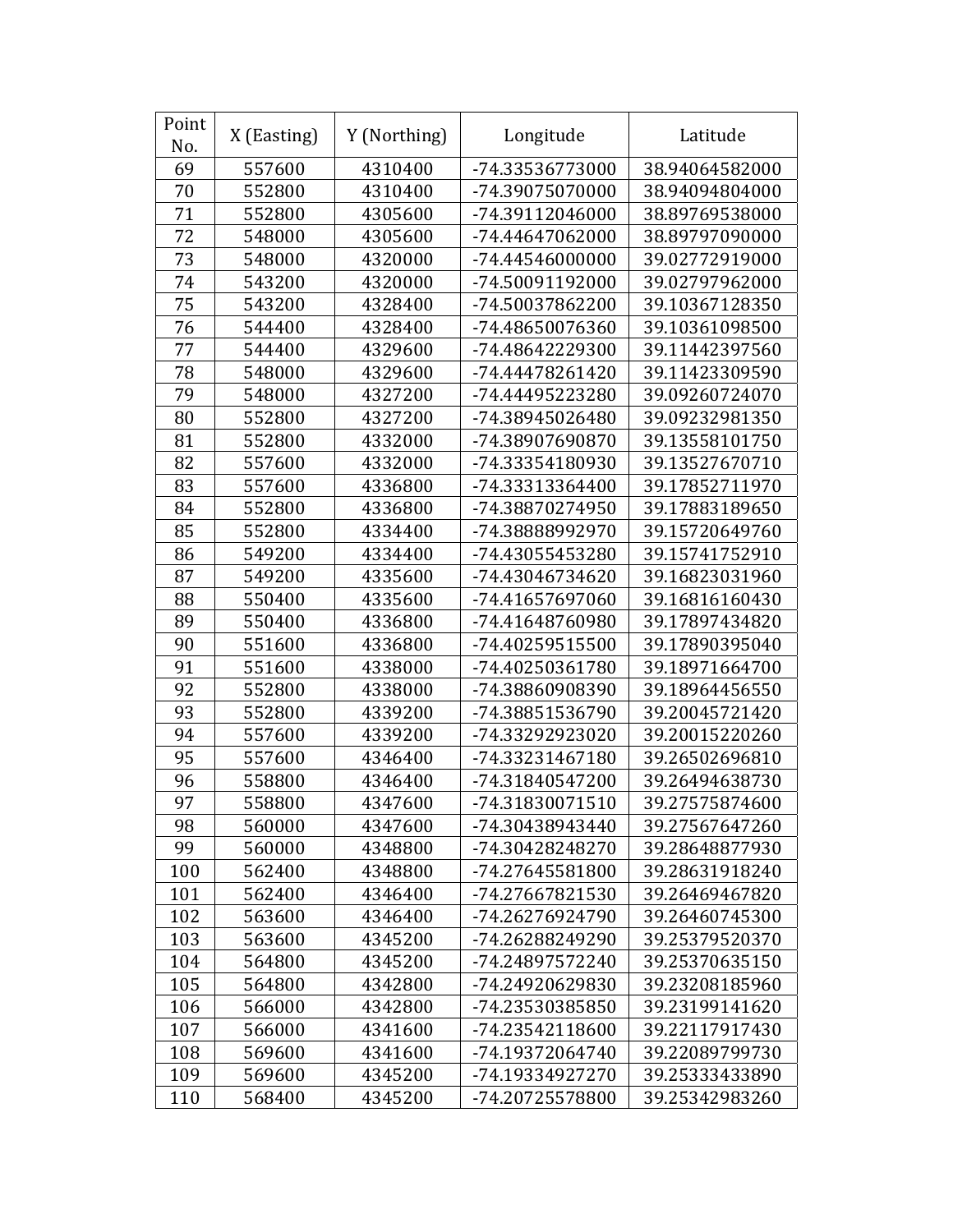| Point No. | X (Easting) | Y (Northing) | Longitude | Latitude |
|---|---|---|---|---|
| 69 | 557600 | 4310400 | -74.33536773000 | 38.94064582000 |
| 70 | 552800 | 4310400 | -74.39075070000 | 38.94094804000 |
| 71 | 552800 | 4305600 | -74.39112046000 | 38.89769538000 |
| 72 | 548000 | 4305600 | -74.44647062000 | 38.89797090000 |
| 73 | 548000 | 4320000 | -74.44546000000 | 39.02772919000 |
| 74 | 543200 | 4320000 | -74.50091192000 | 39.02797962000 |
| 75 | 543200 | 4328400 | -74.50037862200 | 39.10367128350 |
| 76 | 544400 | 4328400 | -74.48650076360 | 39.10361098500 |
| 77 | 544400 | 4329600 | -74.48642229300 | 39.11442397560 |
| 78 | 548000 | 4329600 | -74.44478261420 | 39.11423309590 |
| 79 | 548000 | 4327200 | -74.44495223280 | 39.09260724070 |
| 80 | 552800 | 4327200 | -74.38945026480 | 39.09232981350 |
| 81 | 552800 | 4332000 | -74.38907690870 | 39.13558101750 |
| 82 | 557600 | 4332000 | -74.33354180930 | 39.13527670710 |
| 83 | 557600 | 4336800 | -74.33313364400 | 39.17852711970 |
| 84 | 552800 | 4336800 | -74.38870274950 | 39.17883189650 |
| 85 | 552800 | 4334400 | -74.38888992970 | 39.15720649760 |
| 86 | 549200 | 4334400 | -74.43055453280 | 39.15741752910 |
| 87 | 549200 | 4335600 | -74.43046734620 | 39.16823031960 |
| 88 | 550400 | 4335600 | -74.41657697060 | 39.16816160430 |
| 89 | 550400 | 4336800 | -74.41648760980 | 39.17897434820 |
| 90 | 551600 | 4336800 | -74.40259515500 | 39.17890395040 |
| 91 | 551600 | 4338000 | -74.40250361780 | 39.18971664700 |
| 92 | 552800 | 4338000 | -74.38860908390 | 39.18964456550 |
| 93 | 552800 | 4339200 | -74.38851536790 | 39.20045721420 |
| 94 | 557600 | 4339200 | -74.33292923020 | 39.20015220260 |
| 95 | 557600 | 4346400 | -74.33231467180 | 39.26502696810 |
| 96 | 558800 | 4346400 | -74.31840547200 | 39.26494638730 |
| 97 | 558800 | 4347600 | -74.31830071510 | 39.27575874600 |
| 98 | 560000 | 4347600 | -74.30438943440 | 39.27567647260 |
| 99 | 560000 | 4348800 | -74.30428248270 | 39.28648877930 |
| 100 | 562400 | 4348800 | -74.27645581800 | 39.28631918240 |
| 101 | 562400 | 4346400 | -74.27667821530 | 39.26469467820 |
| 102 | 563600 | 4346400 | -74.26276924790 | 39.26460745300 |
| 103 | 563600 | 4345200 | -74.26288249290 | 39.25379520370 |
| 104 | 564800 | 4345200 | -74.24897572240 | 39.25370635150 |
| 105 | 564800 | 4342800 | -74.24920629830 | 39.23208185960 |
| 106 | 566000 | 4342800 | -74.23530385850 | 39.23199141620 |
| 107 | 566000 | 4341600 | -74.23542118600 | 39.22117917430 |
| 108 | 569600 | 4341600 | -74.19372064740 | 39.22089799730 |
| 109 | 569600 | 4345200 | -74.19334927270 | 39.25333433890 |
| 110 | 568400 | 4345200 | -74.20725578800 | 39.25342983260 |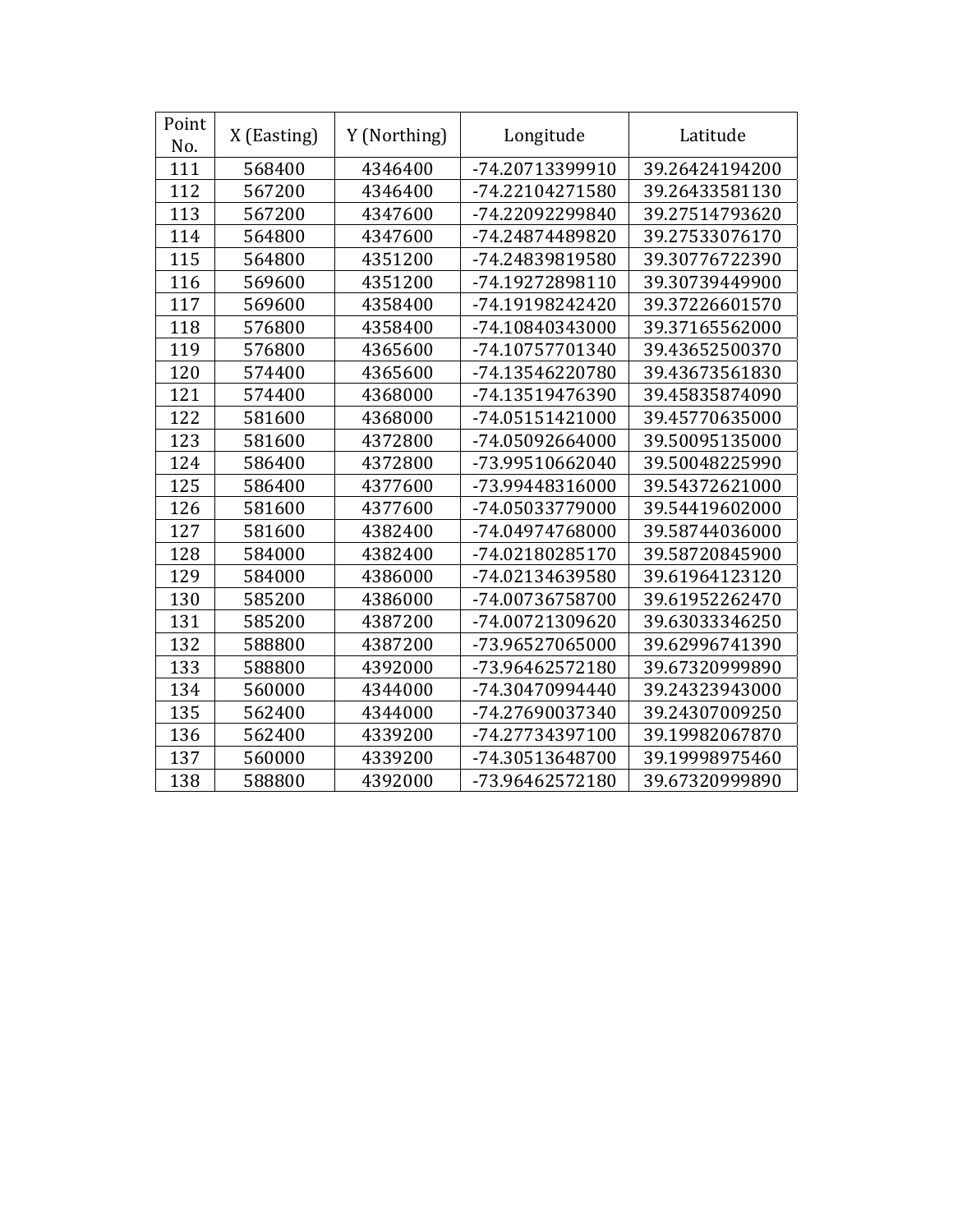| Point No. | X (Easting) | Y (Northing) | Longitude | Latitude |
| --- | --- | --- | --- | --- |
| 111 | 568400 | 4346400 | -74.20713399910 | 39.26424194200 |
| 112 | 567200 | 4346400 | -74.22104271580 | 39.26433581130 |
| 113 | 567200 | 4347600 | -74.22092299840 | 39.27514793620 |
| 114 | 564800 | 4347600 | -74.24874489820 | 39.27533076170 |
| 115 | 564800 | 4351200 | -74.24839819580 | 39.30776722390 |
| 116 | 569600 | 4351200 | -74.19272898110 | 39.30739449900 |
| 117 | 569600 | 4358400 | -74.19198242420 | 39.37226601570 |
| 118 | 576800 | 4358400 | -74.10840343000 | 39.37165562000 |
| 119 | 576800 | 4365600 | -74.10757701340 | 39.43652500370 |
| 120 | 574400 | 4365600 | -74.13546220780 | 39.43673561830 |
| 121 | 574400 | 4368000 | -74.13519476390 | 39.45835874090 |
| 122 | 581600 | 4368000 | -74.05151421000 | 39.45770635000 |
| 123 | 581600 | 4372800 | -74.05092664000 | 39.50095135000 |
| 124 | 586400 | 4372800 | -73.99510662040 | 39.50048225990 |
| 125 | 586400 | 4377600 | -73.99448316000 | 39.54372621000 |
| 126 | 581600 | 4377600 | -74.05033779000 | 39.54419602000 |
| 127 | 581600 | 4382400 | -74.04974768000 | 39.58744036000 |
| 128 | 584000 | 4382400 | -74.02180285170 | 39.58720845900 |
| 129 | 584000 | 4386000 | -74.02134639580 | 39.61964123120 |
| 130 | 585200 | 4386000 | -74.00736758700 | 39.61952262470 |
| 131 | 585200 | 4387200 | -74.00721309620 | 39.63033346250 |
| 132 | 588800 | 4387200 | -73.96527065000 | 39.62996741390 |
| 133 | 588800 | 4392000 | -73.96462572180 | 39.67320999890 |
| 134 | 560000 | 4344000 | -74.30470994440 | 39.24323943000 |
| 135 | 562400 | 4344000 | -74.27690037340 | 39.24307009250 |
| 136 | 562400 | 4339200 | -74.27734397100 | 39.19982067870 |
| 137 | 560000 | 4339200 | -74.30513648700 | 39.19998975460 |
| 138 | 588800 | 4392000 | -73.96462572180 | 39.67320999890 |